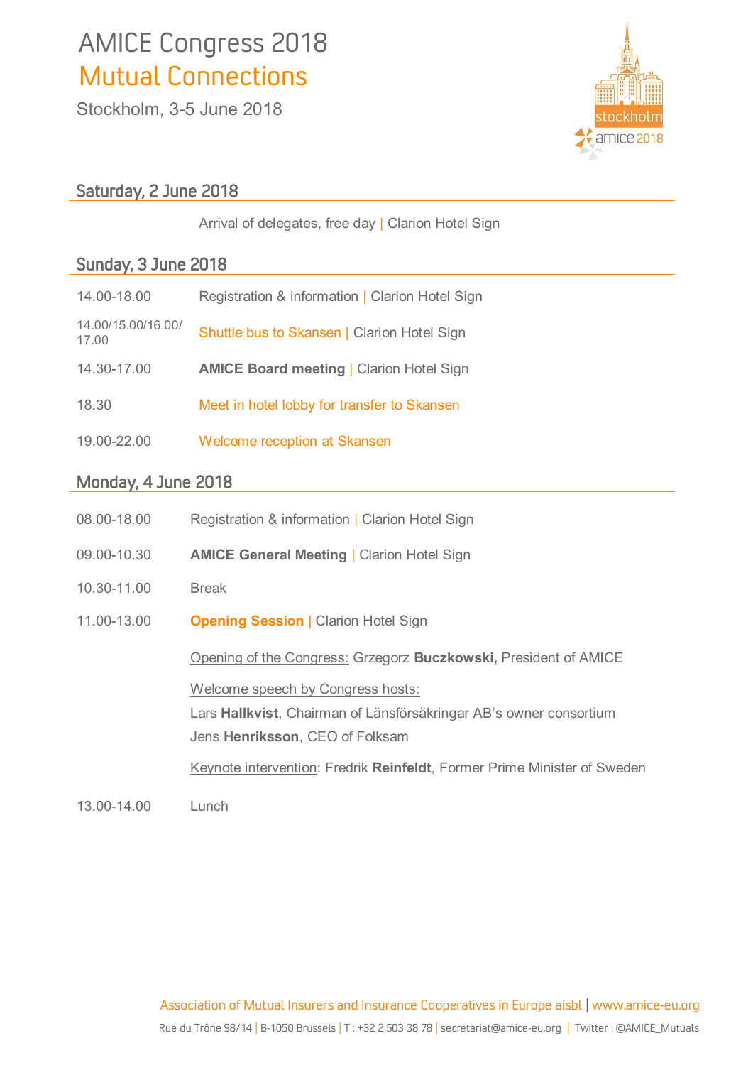# AMICE Congress 2018

## Mutual Connections

Stockholm, 3-5 June 2018

## Saturday, 2 June 2018

| | |
|---|---|
| | Arrival of delegates, free day \| Clarion Hotel Sign |

## Sunday, 3 June 2018

| | |
|---|---|
| 14.00-18.00 | Registration & information \| Clarion Hotel Sign |
| 14.00/15.00/16.00/17.00 | Shuttle bus to Skansen \| Clarion Hotel Sign |
| 14.30-17.00 | **AMICE Board meeting** \| Clarion Hotel Sign |
| 18.30 | Meet in hotel lobby for transfer to Skansen |
| 19.00-22.00 | Welcome reception at Skansen |

## Monday, 4 June 2018

08.00-18.00 Registration & information | Clarion Hotel Sign

09.00-10.30 **AMICE General Meeting** | Clarion Hotel Sign

10.30-11.00 Break

11.00-13.00 **Opening Session** | Clarion Hotel Sign

Opening of the Congress: Grzegorz **Buczkowski,** President of AMICE

Welcome speech by Congress hosts:
Lars **Hallkvist**, Chairman of Länsförsäkringar AB's owner consortium
Jens **Henriksson**, CEO of Folksam

Keynote intervention: Fredrik **Reinfeldt**, Former Prime Minister of Sweden

13.00-14.00 Lunch

Association of Mutual Insurers and Insurance Cooperatives in Europe aisbl | www.amice-eu.org

Rue du Trône 98/14 | B-1050 Brussels | T : +32 2 503 38 78 | secretariat@amice-eu.org | Twitter : @AMICE_Mutuals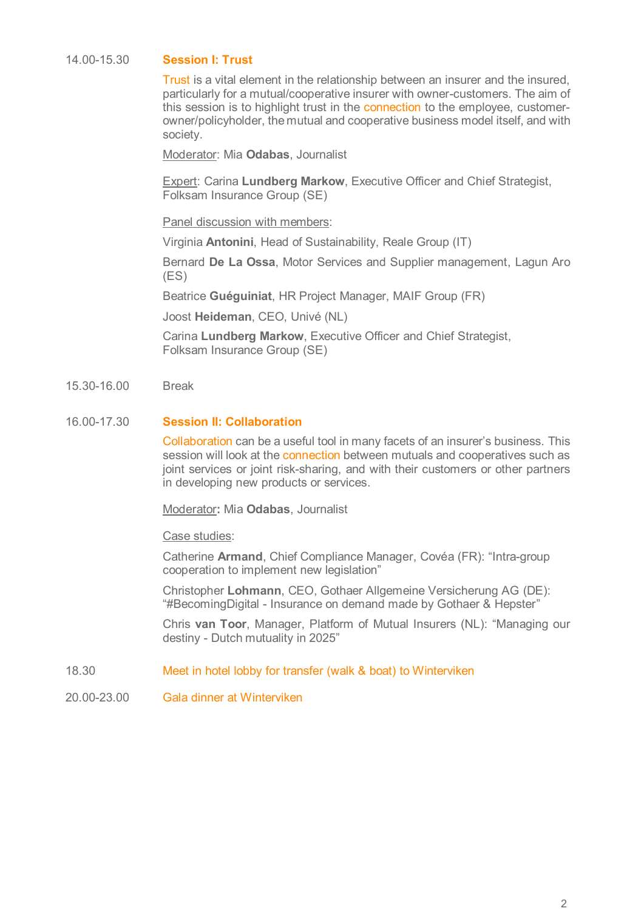14.00-15.30 **Session I: Trust**

Trust is a vital element in the relationship between an insurer and the insured, particularly for a mutual/cooperative insurer with owner-customers. The aim of this session is to highlight trust in the connection to the employee, customer-owner/policyholder, the mutual and cooperative business model itself, and with society.

Moderator: Mia **Odabas**, Journalist

Expert: Carina **Lundberg Markow**, Executive Officer and Chief Strategist, Folksam Insurance Group (SE)

Panel discussion with members:

Virginia **Antonini**, Head of Sustainability, Reale Group (IT)

Bernard **De La Ossa**, Motor Services and Supplier management, Lagun Aro (ES)

Beatrice **Guéguiniat**, HR Project Manager, MAIF Group (FR)

Joost **Heideman**, CEO, Univé (NL)

Carina **Lundberg Markow**, Executive Officer and Chief Strategist, Folksam Insurance Group (SE)

15.30-16.00 Break

16.00-17.30 **Session II: Collaboration**

Collaboration can be a useful tool in many facets of an insurer's business. This session will look at the connection between mutuals and cooperatives such as joint services or joint risk-sharing, and with their customers or other partners in developing new products or services.

Moderator**:** Mia **Odabas**, Journalist

Case studies:

Catherine **Armand**, Chief Compliance Manager, Covéa (FR): "Intra-group cooperation to implement new legislation"

Christopher **Lohmann**, CEO, Gothaer Allgemeine Versicherung AG (DE): "#BecomingDigital - Insurance on demand made by Gothaer & Hepster"

Chris **van Toor**, Manager, Platform of Mutual Insurers (NL): "Managing our destiny - Dutch mutuality in 2025"

18.30 Meet in hotel lobby for transfer (walk & boat) to Winterviken

20.00-23.00 Gala dinner at Winterviken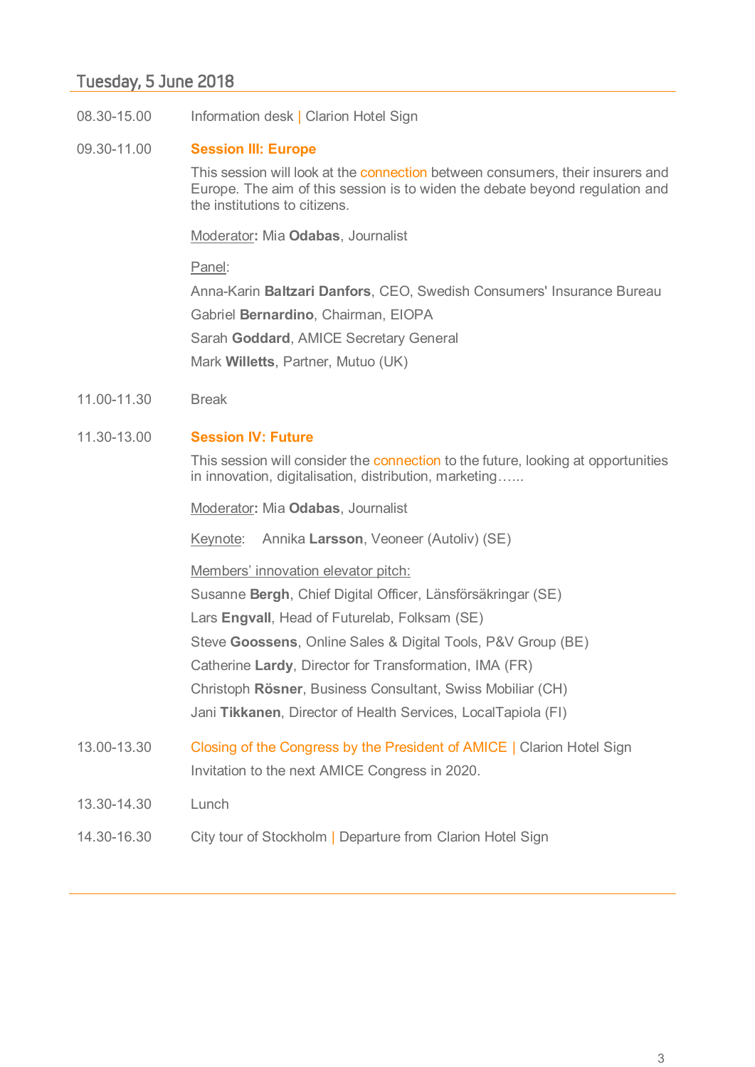## Tuesday, 5 June 2018

08.30-15.00 Information desk | Clarion Hotel Sign

09.30-11.00 **Session III: Europe**

This session will look at the connection between consumers, their insurers and Europe. The aim of this session is to widen the debate beyond regulation and the institutions to citizens.

Moderator**:** Mia **Odabas**, Journalist

Panel:

Anna-Karin **Baltzari Danfors**, CEO, Swedish Consumers' Insurance Bureau

Gabriel **Bernardino**, Chairman, EIOPA

Sarah **Goddard**, AMICE Secretary General

Mark **Willetts**, Partner, Mutuo (UK)

11.00-11.30 Break

11.30-13.00 **Session IV: Future**

This session will consider the connection to the future, looking at opportunities in innovation, digitalisation, distribution, marketing……

Moderator**:** Mia **Odabas**, Journalist

Keynote: Annika **Larsson**, Veoneer (Autoliv) (SE)

Members' innovation elevator pitch:

Susanne **Bergh**, Chief Digital Officer, Länsförsäkringar (SE)

Lars **Engvall**, Head of Futurelab, Folksam (SE)

Steve **Goossens**, Online Sales & Digital Tools, P&V Group (BE)

Catherine **Lardy**, Director for Transformation, IMA (FR)

Christoph **Rösner**, Business Consultant, Swiss Mobiliar (CH)

Jani **Tikkanen**, Director of Health Services, LocalTapiola (FI)

13.00-13.30 Closing of the Congress by the President of AMICE | Clarion Hotel Sign

Invitation to the next AMICE Congress in 2020.

13.30-14.30 Lunch

14.30-16.30 City tour of Stockholm | Departure from Clarion Hotel Sign